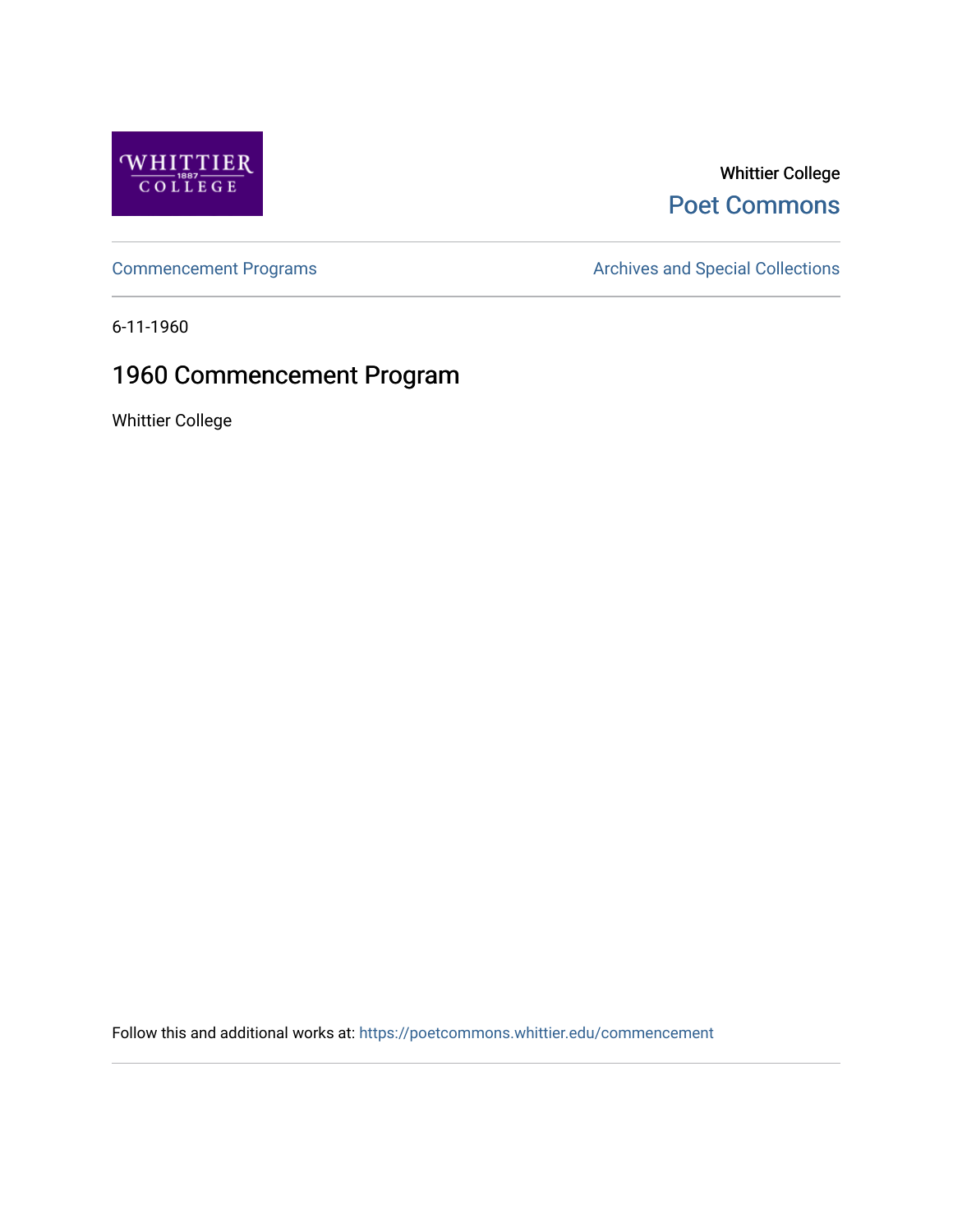Whittier College

Poet Commons

Commencement Programs

Archives and Special Collections

6-11-1960

# 1960 Commencement Program

Whittier College

Follow this and additional works at: https://poetcommons.whittier.edu/commencement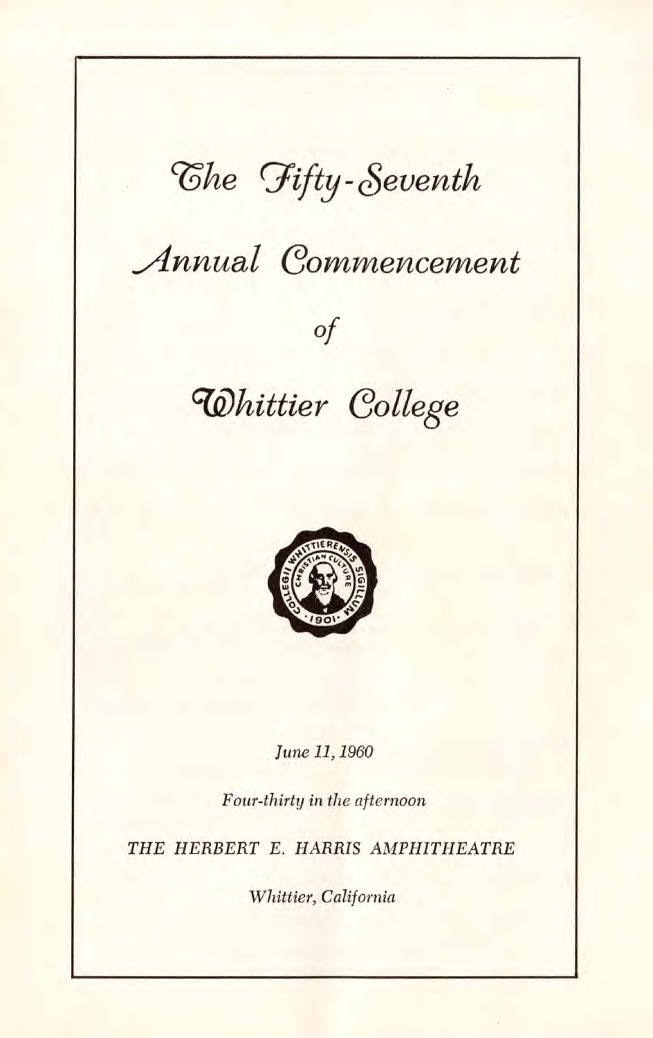# The Fifty-Seventh

# Annual Commencement

*of*

# Whittier College

*June 11, 1960*

*Four-thirty in the afternoon*

*THE HERBERT E. HARRIS AMPHITHEATRE*

*Whittier, California*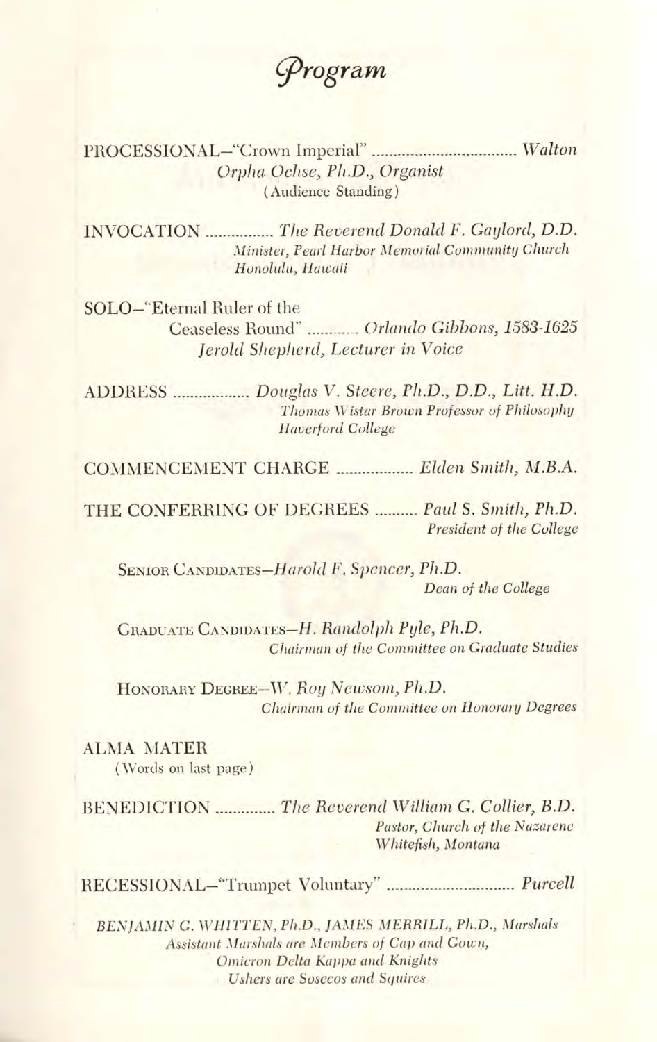# *Program*

PROCESSIONAL—"Crown Imperial" .................................. *Walton*
*Orpha Ochse, Ph.D., Organist*
(Audience Standing)

INVOCATION ................ *The Reverend Donald F. Gaylord, D.D.*
*Minister, Pearl Harbor Memorial Community Church*
*Honolulu, Hawaii*

SOLO—"Eternal Ruler of the Ceaseless Round" ............ *Orlando Gibbons, 1583-1625*
*Jerold Shepherd, Lecturer in Voice*

ADDRESS .................. *Douglas V. Steere, Ph.D., D.D., Litt. H.D.*
*Thomas Wistar Brown Professor of Philosophy*
*Haverford College*

COMMENCEMENT CHARGE .................. *Elden Smith, M.B.A.*

THE CONFERRING OF DEGREES .......... *Paul S. Smith, Ph.D.*
*President of the College*

SENIOR CANDIDATES—*Harold F. Spencer, Ph.D.*
*Dean of the College*

GRADUATE CANDIDATES—*H. Randolph Pyle, Ph.D.*
*Chairman of the Committee on Graduate Studies*

HONORARY DEGREE—*W. Roy Newsom, Ph.D.*
*Chairman of the Committee on Honorary Degrees*

ALMA MATER
(Words on last page)

BENEDICTION .............. *The Reverend William G. Collier, B.D.*
*Pastor, Church of the Nazarene*
*Whitefish, Montana*

RECESSIONAL—"Trumpet Voluntary" .............................. *Purcell*

*BENJAMIN G. WHITTEN, Ph.D., JAMES MERRILL, Ph.D., Marshals*
*Assistant Marshals are Members of Cap and Gown,*
*Omicron Delta Kappa and Knights*
*Ushers are Sosecos and Squires*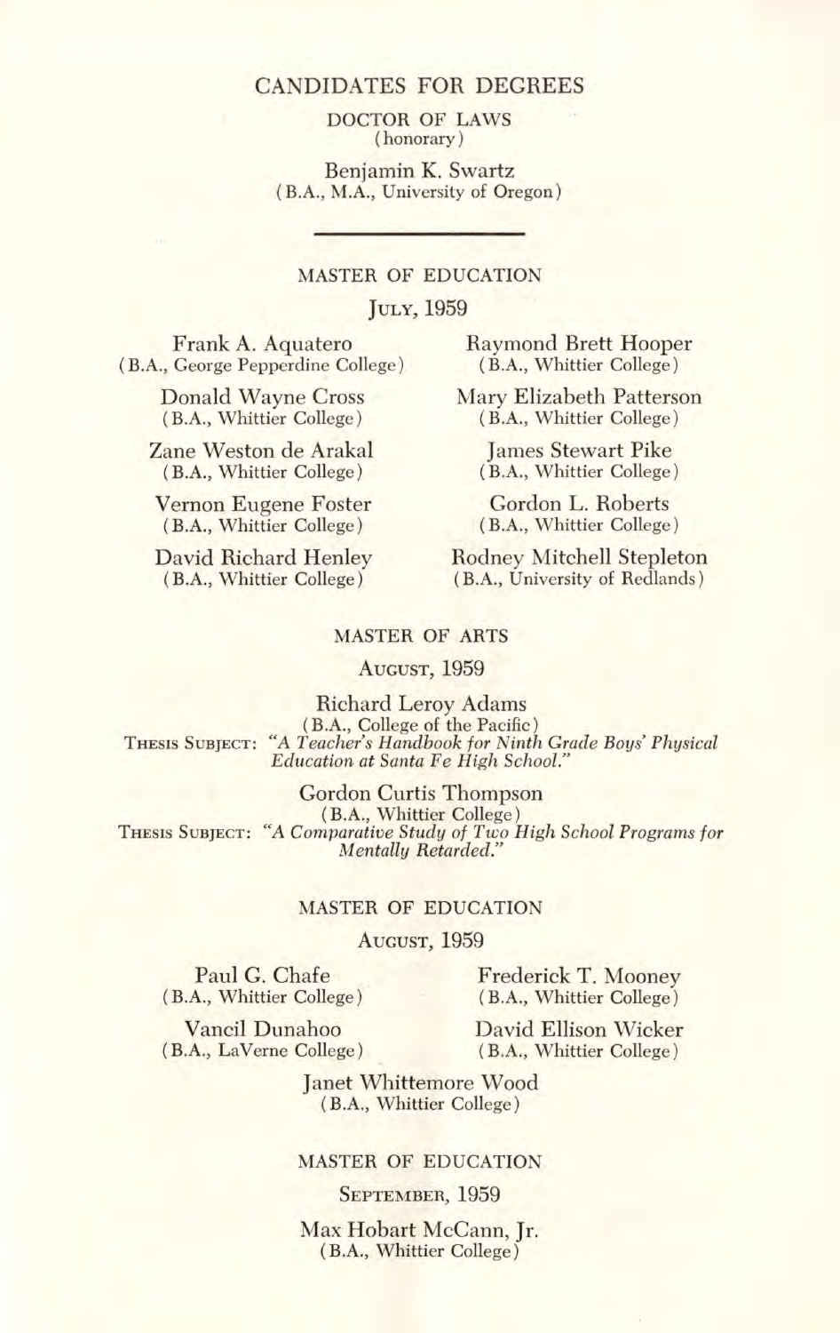# CANDIDATES FOR DEGREES

## DOCTOR OF LAWS
(honorary)

Benjamin K. Swartz
(B.A., M.A., University of Oregon)

---

## MASTER OF EDUCATION

JULY, 1959

Frank A. Aquatero
(B.A., George Pepperdine College)

Donald Wayne Cross
(B.A., Whittier College)

Zane Weston de Arakal
(B.A., Whittier College)

Vernon Eugene Foster
(B.A., Whittier College)

David Richard Henley
(B.A., Whittier College)

Raymond Brett Hooper
(B.A., Whittier College)

Mary Elizabeth Patterson
(B.A., Whittier College)

James Stewart Pike
(B.A., Whittier College)

Gordon L. Roberts
(B.A., Whittier College)

Rodney Mitchell Stepleton
(B.A., University of Redlands)

## MASTER OF ARTS

AUGUST, 1959

Richard Leroy Adams
(B.A., College of the Pacific)
THESIS SUBJECT: *"A Teacher's Handbook for Ninth Grade Boys' Physical Education at Santa Fe High School."*

Gordon Curtis Thompson
(B.A., Whittier College)
THESIS SUBJECT: *"A Comparative Study of Two High School Programs for Mentally Retarded."*

## MASTER OF EDUCATION

AUGUST, 1959

Paul G. Chafe
(B.A., Whittier College)

Vancil Dunahoo
(B.A., LaVerne College)

Frederick T. Mooney
(B.A., Whittier College)

David Ellison Wicker
(B.A., Whittier College)

Janet Whittemore Wood
(B.A., Whittier College)

## MASTER OF EDUCATION

SEPTEMBER, 1959

Max Hobart McCann, Jr.
(B.A., Whittier College)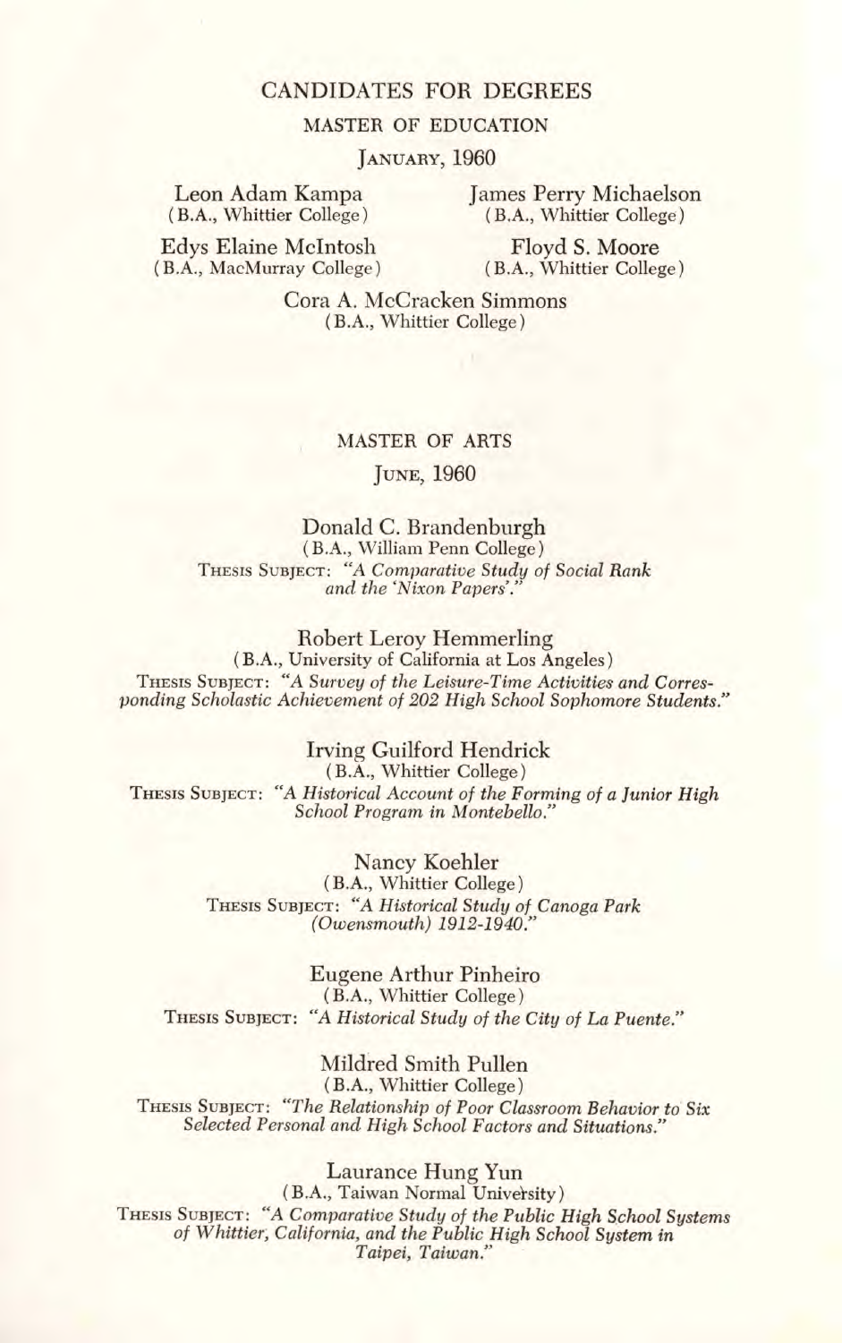# CANDIDATES FOR DEGREES

## MASTER OF EDUCATION

### January, 1960

Leon Adam Kampa
(B.A., Whittier College)

James Perry Michaelson
(B.A., Whittier College)

Edys Elaine McIntosh
(B.A., MacMurray College)

Floyd S. Moore
(B.A., Whittier College)

Cora A. McCracken Simmons
(B.A., Whittier College)

## MASTER OF ARTS

### June, 1960

Donald C. Brandenburgh
(B.A., William Penn College)
Thesis Subject: *"A Comparative Study of Social Rank and the 'Nixon Papers'."*

Robert Leroy Hemmerling
(B.A., University of California at Los Angeles)
Thesis Subject: *"A Survey of the Leisure-Time Activities and Corresponding Scholastic Achievement of 202 High School Sophomore Students."*

Irving Guilford Hendrick
(B.A., Whittier College)
Thesis Subject: *"A Historical Account of the Forming of a Junior High School Program in Montebello."*

Nancy Koehler
(B.A., Whittier College)
Thesis Subject: *"A Historical Study of Canoga Park (Owensmouth) 1912-1940."*

Eugene Arthur Pinheiro
(B.A., Whittier College)
Thesis Subject: *"A Historical Study of the City of La Puente."*

Mildred Smith Pullen
(B.A., Whittier College)
Thesis Subject: *"The Relationship of Poor Classroom Behavior to Six Selected Personal and High School Factors and Situations."*

Laurance Hung Yun
(B.A., Taiwan Normal University)
Thesis Subject: *"A Comparative Study of the Public High School Systems of Whittier, California, and the Public High School System in Taipei, Taiwan."*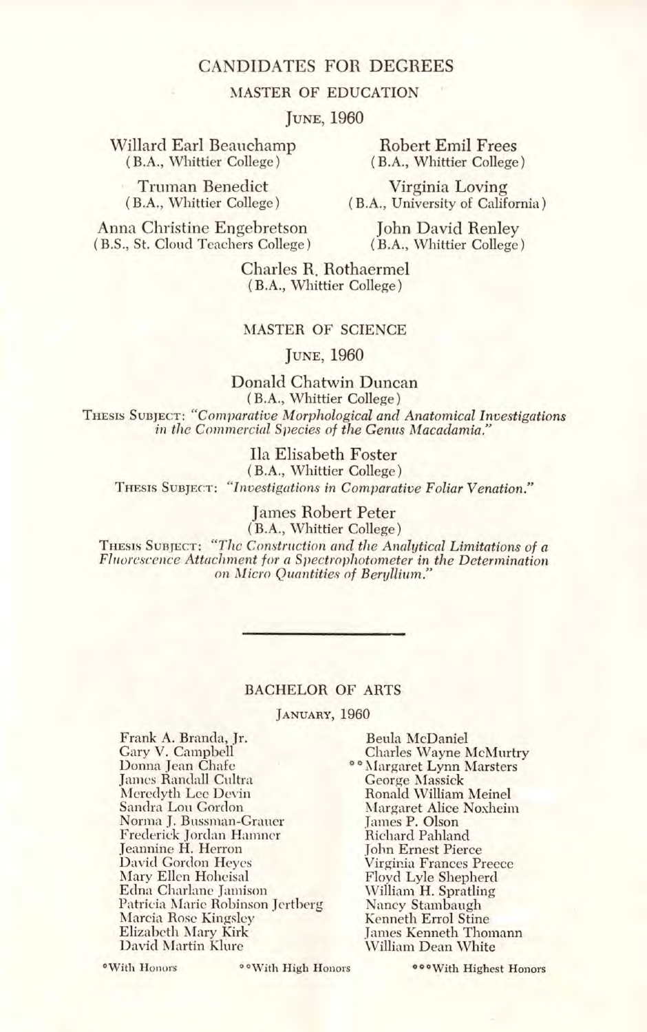# CANDIDATES FOR DEGREES

## MASTER OF EDUCATION

June, 1960

Willard Earl Beauchamp
(B.A., Whittier College)

Truman Benedict
(B.A., Whittier College)

Anna Christine Engebretson
(B.S., St. Cloud Teachers College)

Robert Emil Frees
(B.A., Whittier College)

Virginia Loving
(B.A., University of California)

John David Renley
(B.A., Whittier College)

Charles R. Rothaermel
(B.A., Whittier College)

## MASTER OF SCIENCE

June, 1960

Donald Chatwin Duncan
(B.A., Whittier College)
Thesis Subject: *"Comparative Morphological and Anatomical Investigations in the Commercial Species of the Genus Macadamia."*

Ila Elisabeth Foster
(B.A., Whittier College)
Thesis Subject: *"Investigations in Comparative Foliar Venation."*

James Robert Peter
(B.A., Whittier College)
Thesis Subject: *"The Construction and the Analytical Limitations of a Fluorescence Attachment for a Spectrophotometer in the Determination on Micro Quantities of Beryllium."*

---

## BACHELOR OF ARTS

January, 1960

Frank A. Branda, Jr.
Gary V. Campbell
Donna Jean Chafe
James Randall Cultra
Meredyth Lee Devin
Sandra Lou Gordon
Norma J. Bussman-Grauer
Frederick Jordan Hamner
Jeannine H. Herron
David Gordon Heyes
Mary Ellen Hoheisal
Edna Charlane Jamison
Patricia Marie Robinson Jertberg
Marcia Rose Kingsley
Elizabeth Mary Kirk
David Martin Klure
Beula McDaniel
Charles Wayne McMurtry
**Margaret Lynn Marsters
George Massick
Ronald William Meinel
Margaret Alice Noxheim
James P. Olson
Richard Pahland
John Ernest Pierce
Virginia Frances Preece
Floyd Lyle Shepherd
William H. Spratling
Nancy Stambaugh
Kenneth Errol Stine
James Kenneth Thomann
William Dean White

*With Honors **With High Honors ***With Highest Honors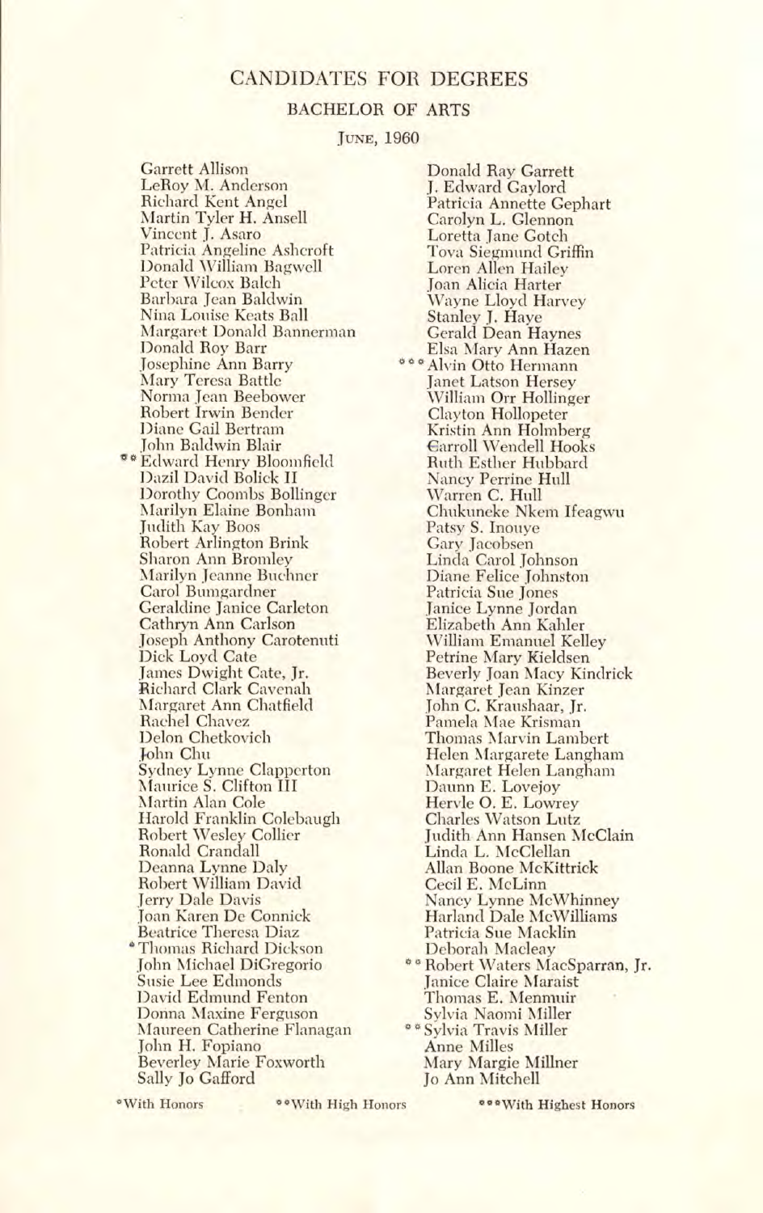# CANDIDATES FOR DEGREES

## BACHELOR OF ARTS

JUNE, 1960

Garrett Allison
LeRoy M. Anderson
Richard Kent Angel
Martin Tyler H. Ansell
Vincent J. Asaro
Patricia Angeline Ashcroft
Donald William Bagwell
Peter Wilcox Balch
Barbara Jean Baldwin
Nina Louise Keats Ball
Margaret Donald Bannerman
Donald Roy Barr
Josephine Ann Barry
Mary Teresa Battle
Norma Jean Beebower
Robert Irwin Bender
Diane Gail Bertram
John Baldwin Blair
**Edward Henry Bloomfield
Dazil David Bolick II
Dorothy Coombs Bollinger
Marilyn Elaine Bonham
Judith Kay Boos
Robert Arlington Brink
Sharon Ann Bromley
Marilyn Jeanne Buchner
Carol Bumgardner
Geraldine Janice Carleton
Cathryn Ann Carlson
Joseph Anthony Carotenuti
Dick Loyd Cate
James Dwight Cate, Jr.
Richard Clark Cavenah
Margaret Ann Chatfield
Rachel Chavez
Delon Chetkovich
John Chu
Sydney Lynne Clapperton
Maurice S. Clifton III
Martin Alan Cole
Harold Franklin Colebaugh
Robert Wesley Collier
Ronald Crandall
Deanna Lynne Daly
Robert William David
Jerry Dale Davis
Joan Karen De Connick
Beatrice Theresa Diaz
*Thomas Richard Dickson
John Michael DiGregorio
Susie Lee Edmonds
David Edmund Fenton
Donna Maxine Ferguson
Maureen Catherine Flanagan
John H. Fopiano
Beverley Marie Foxworth
Sally Jo Gafford
Donald Ray Garrett
J. Edward Gaylord
Patricia Annette Gephart
Carolyn L. Glennon
Loretta Jane Gotch
Tova Siegmund Griffin
Loren Allen Hailey
Joan Alicia Harter
Wayne Lloyd Harvey
Stanley J. Haye
Gerald Dean Haynes
Elsa Mary Ann Hazen
***Alvin Otto Hermann
Janet Latson Hersey
William Orr Hollinger
Clayton Hollopeter
Kristin Ann Holmberg
Carroll Wendell Hooks
Ruth Esther Hubbard
Nancy Perrine Hull
Warren C. Hull
Chukuneke Nkem Ifeagwu
Patsy S. Inouye
Gary Jacobsen
Linda Carol Johnson
Diane Felice Johnston
Patricia Sue Jones
Janice Lynne Jordan
Elizabeth Ann Kahler
William Emanuel Kelley
Petrine Mary Kieldsen
Beverly Joan Macy Kindrick
Margaret Jean Kinzer
John C. Kraushaar, Jr.
Pamela Mae Krisman
Thomas Marvin Lambert
Helen Margarete Langham
Margaret Helen Langham
Daunn E. Lovejoy
Hervle O. E. Lowrey
Charles Watson Lutz
Judith Ann Hansen McClain
Linda L. McClellan
Allan Boone McKittrick
Cecil E. McLinn
Nancy Lynne McWhinney
Harland Dale McWilliams
Patricia Sue Macklin
Deborah Macleay
**Robert Waters MacSparran, Jr.
Janice Claire Maraist
Thomas E. Menmuir
Sylvia Naomi Miller
**Sylvia Travis Miller
Anne Milles
Mary Margie Millner
Jo Ann Mitchell

*With Honors **With High Honors ***With Highest Honors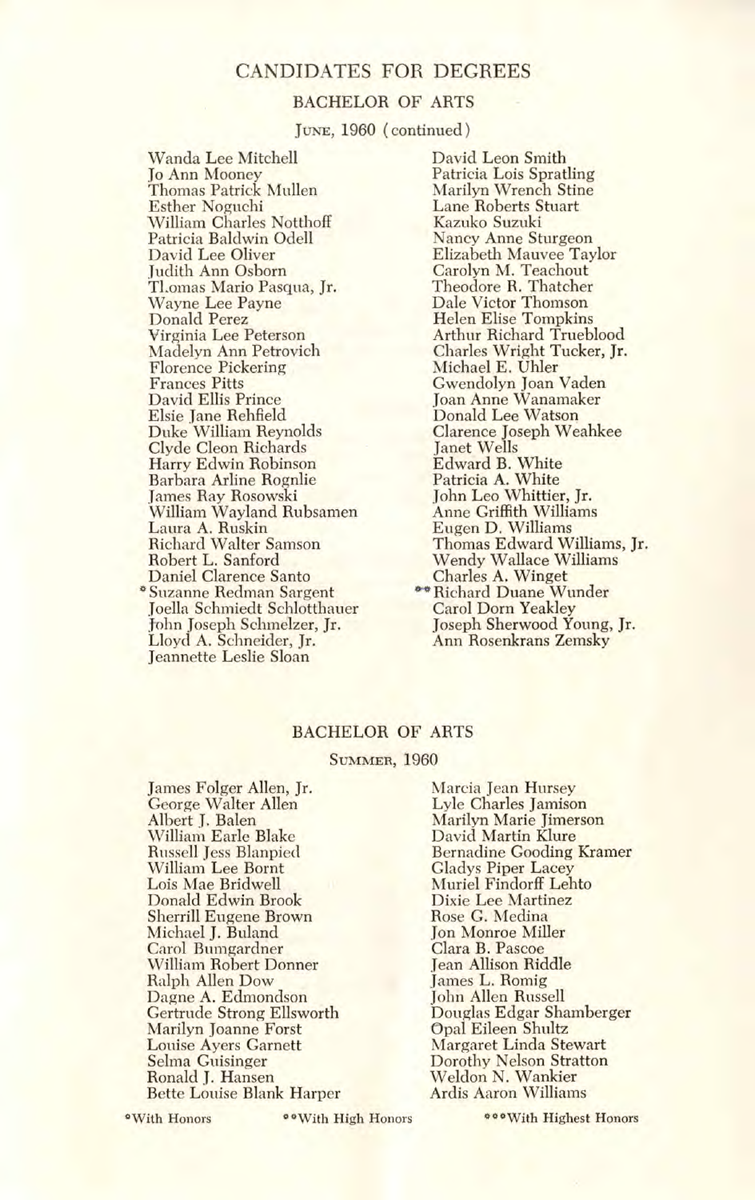# CANDIDATES FOR DEGREES

## BACHELOR OF ARTS

### June, 1960 (continued)

Wanda Lee Mitchell
Jo Ann Mooney
Thomas Patrick Mullen
Esther Noguchi
William Charles Notthoff
Patricia Baldwin Odell
David Lee Oliver
Judith Ann Osborn
Thomas Mario Pasqua, Jr.
Wayne Lee Payne
Donald Perez
Virginia Lee Peterson
Madelyn Ann Petrovich
Florence Pickering
Frances Pitts
David Ellis Prince
Elsie Jane Rehfield
Duke William Reynolds
Clyde Cleon Richards
Harry Edwin Robinson
Barbara Arline Rognlie
James Ray Rosowski
William Wayland Rubsamen
Laura A. Ruskin
Richard Walter Samson
Robert L. Sanford
Daniel Clarence Santo
*Suzanne Redman Sargent
Joella Schmiedt Schlotthauer
John Joseph Schmelzer, Jr.
Lloyd A. Schneider, Jr.
Jeannette Leslie Sloan
David Leon Smith
Patricia Lois Spratling
Marilyn Wrench Stine
Lane Roberts Stuart
Kazuko Suzuki
Nancy Anne Sturgeon
Elizabeth Mauvee Taylor
Carolyn M. Teachout
Theodore R. Thatcher
Dale Victor Thomson
Helen Elise Tompkins
Arthur Richard Trueblood
Charles Wright Tucker, Jr.
Michael E. Uhler
Gwendolyn Joan Vaden
Joan Anne Wanamaker
Donald Lee Watson
Clarence Joseph Weahkee
Janet Wells
Edward B. White
Patricia A. White
John Leo Whittier, Jr.
Anne Griffith Williams
Eugen D. Williams
Thomas Edward Williams, Jr.
Wendy Wallace Williams
Charles A. Winget
**Richard Duane Wunder
Carol Dorn Yeakley
Joseph Sherwood Young, Jr.
Ann Rosenkrans Zemsky

## BACHELOR OF ARTS

### Summer, 1960

James Folger Allen, Jr.
George Walter Allen
Albert J. Balen
William Earle Blake
Russell Jess Blanpied
William Lee Bornt
Lois Mae Bridwell
Donald Edwin Brook
Sherrill Eugene Brown
Michael J. Buland
Carol Bumgardner
William Robert Donner
Ralph Allen Dow
Dagne A. Edmondson
Gertrude Strong Ellsworth
Marilyn Joanne Forst
Louise Ayers Garnett
Selma Guisinger
Ronald J. Hansen
Bette Louise Blank Harper
Marcia Jean Hursey
Lyle Charles Jamison
Marilyn Marie Jimerson
David Martin Klure
Bernadine Gooding Kramer
Gladys Piper Lacey
Muriel Findorff Lehto
Dixie Lee Martinez
Rose G. Medina
Jon Monroe Miller
Clara B. Pascoe
Jean Allison Riddle
James L. Romig
John Allen Russell
Douglas Edgar Shamberger
Opal Eileen Shultz
Margaret Linda Stewart
Dorothy Nelson Stratton
Weldon N. Wankier
Ardis Aaron Williams

*With Honors **With High Honors ***With Highest Honors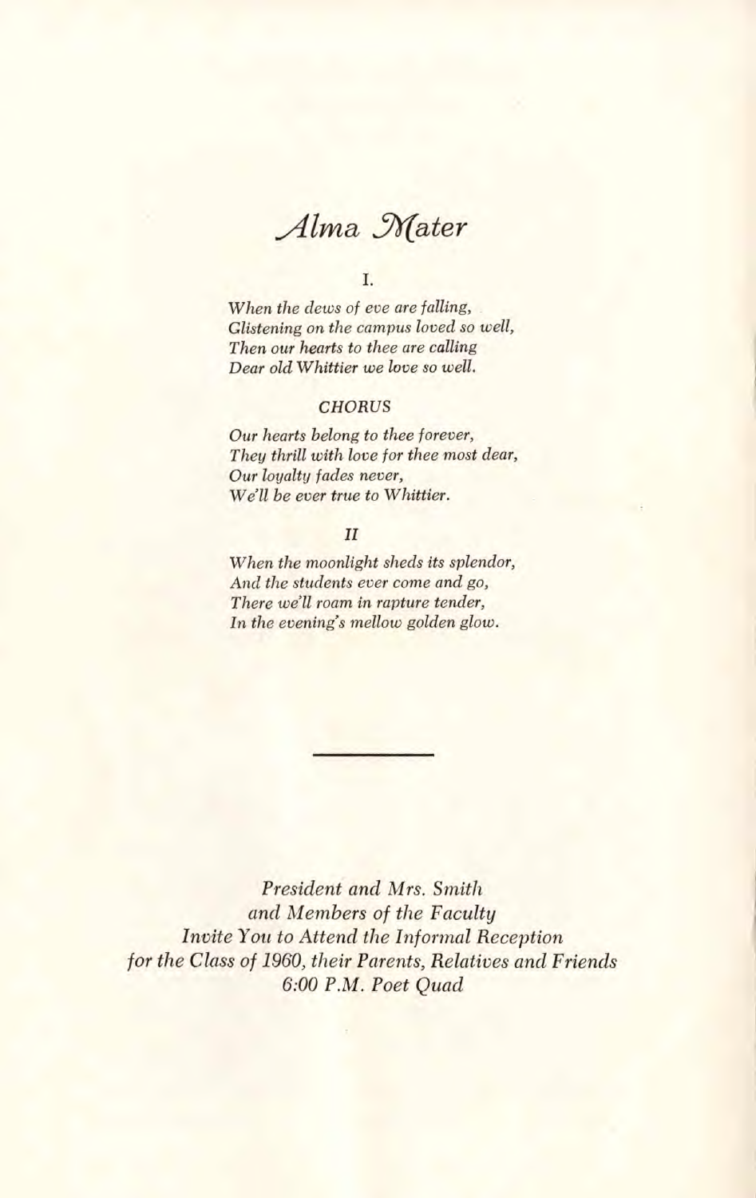# *Alma Mater*

I.

*When the dews of eve are falling,*
*Glistening on the campus loved so well,*
*Then our hearts to thee are calling*
*Dear old Whittier we love so well.*

*CHORUS*

*Our hearts belong to thee forever,*
*They thrill with love for thee most dear,*
*Our loyalty fades never,*
*We'll be ever true to Whittier.*

*II*

*When the moonlight sheds its splendor,*
*And the students ever come and go,*
*There we'll roam in rapture tender,*
*In the evening's mellow golden glow.*

---

*President and Mrs. Smith*
*and Members of the Faculty*
*Invite You to Attend the Informal Reception*
*for the Class of 1960, their Parents, Relatives and Friends*
*6:00 P.M. Poet Quad*